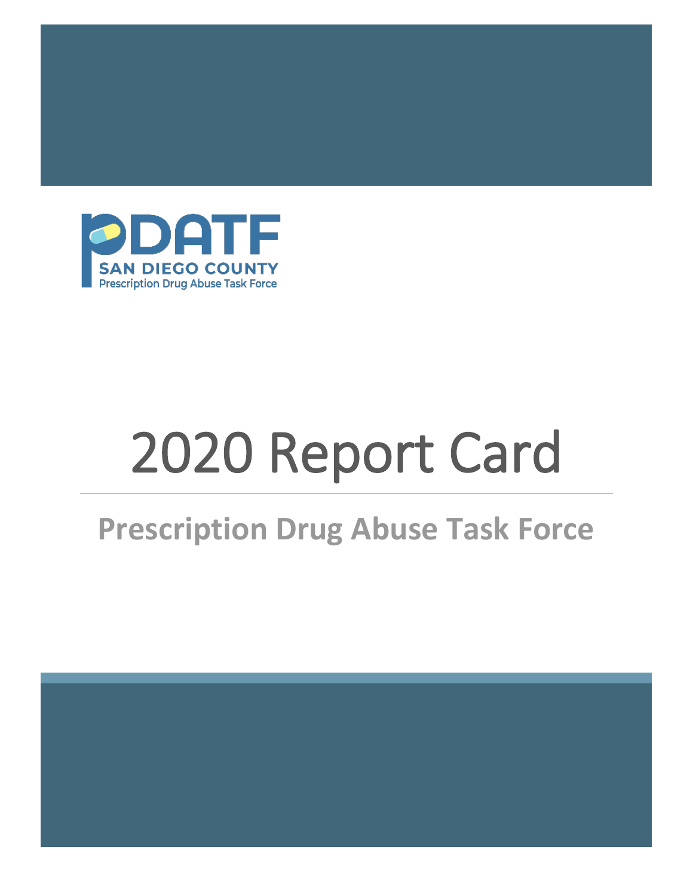PDATF

SAN DIEGO COUNTY

Prescription Drug Abuse Task Force

# 2020 Report Card

## Prescription Drug Abuse Task Force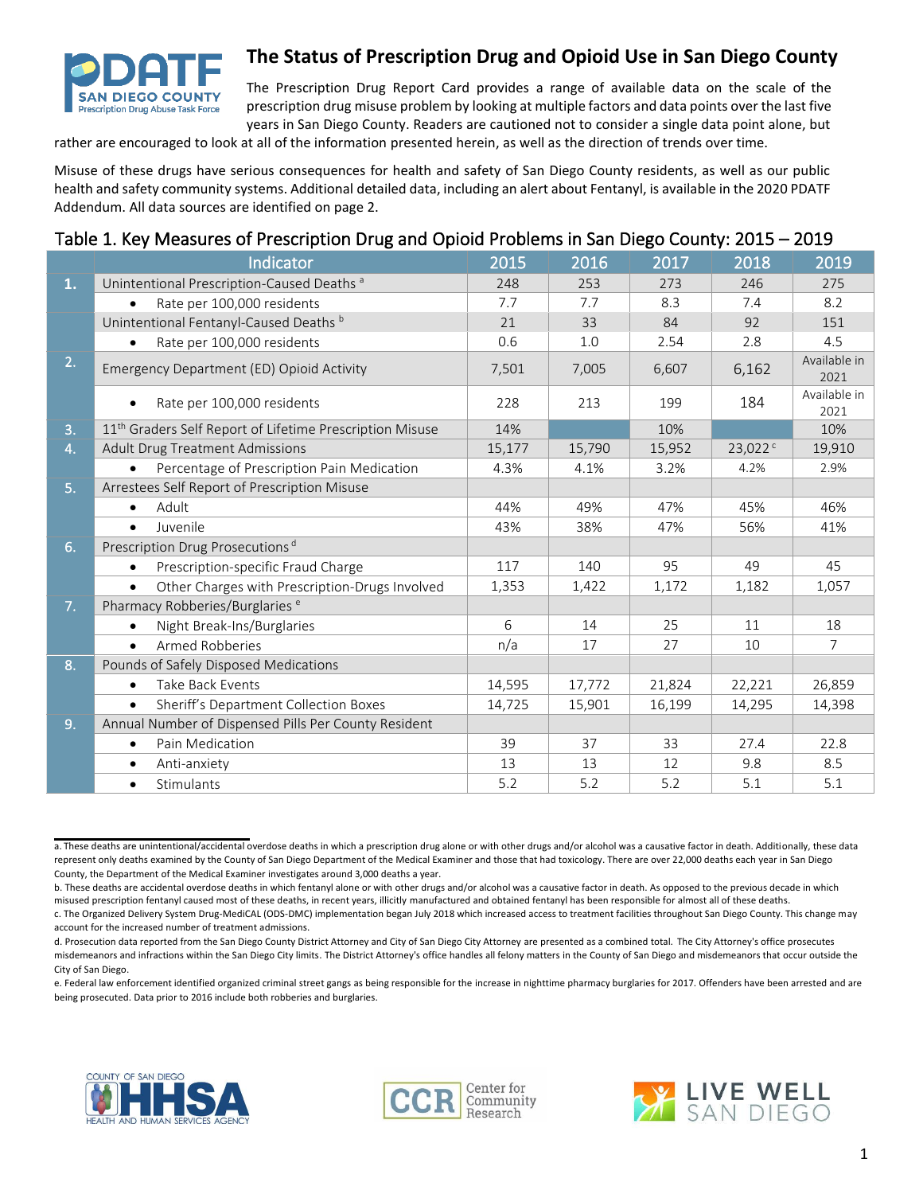# The Status of Prescription Drug and Opioid Use in San Diego County

The Prescription Drug Report Card provides a range of available data on the scale of the prescription drug misuse problem by looking at multiple factors and data points over the last five years in San Diego County. Readers are cautioned not to consider a single data point alone, but rather are encouraged to look at all of the information presented herein, as well as the direction of trends over time.

Misuse of these drugs have serious consequences for health and safety of San Diego County residents, as well as our public health and safety community systems. Additional detailed data, including an alert about Fentanyl, is available in the 2020 PDATF Addendum. All data sources are identified on page 2.

## Table 1. Key Measures of Prescription Drug and Opioid Problems in San Diego County: 2015 – 2019

| | Indicator | 2015 | 2016 | 2017 | 2018 | 2019 |
|---|---|---|---|---|---|---|
| 1. | Unintentional Prescription-Caused Deaths [a] | 248 | 253 | 273 | 246 | 275 |
| | • Rate per 100,000 residents | 7.7 | 7.7 | 8.3 | 7.4 | 8.2 |
| | Unintentional Fentanyl-Caused Deaths [b] | 21 | 33 | 84 | 92 | 151 |
| | • Rate per 100,000 residents | 0.6 | 1.0 | 2.54 | 2.8 | 4.5 |
| 2. | Emergency Department (ED) Opioid Activity | 7,501 | 7,005 | 6,607 | 6,162 | Available in 2021 |
| | • Rate per 100,000 residents | 228 | 213 | 199 | 184 | Available in 2021 |
| 3. | 11th Graders Self Report of Lifetime Prescription Misuse | 14% | | 10% | | 10% |
| 4. | Adult Drug Treatment Admissions | 15,177 | 15,790 | 15,952 | 23,022 [c] | 19,910 |
| | • Percentage of Prescription Pain Medication | 4.3% | 4.1% | 3.2% | 4.2% | 2.9% |
| 5. | Arrestees Self Report of Prescription Misuse | | | | | |
| | • Adult | 44% | 49% | 47% | 45% | 46% |
| | • Juvenile | 43% | 38% | 47% | 56% | 41% |
| 6. | Prescription Drug Prosecutions [d] | | | | | |
| | • Prescription-specific Fraud Charge | 117 | 140 | 95 | 49 | 45 |
| | • Other Charges with Prescription-Drugs Involved | 1,353 | 1,422 | 1,172 | 1,182 | 1,057 |
| 7. | Pharmacy Robberies/Burglaries [e] | | | | | |
| | • Night Break-Ins/Burglaries | 6 | 14 | 25 | 11 | 18 |
| | • Armed Robberies | n/a | 17 | 27 | 10 | 7 |
| 8. | Pounds of Safely Disposed Medications | | | | | |
| | • Take Back Events | 14,595 | 17,772 | 21,824 | 22,221 | 26,859 |
| | • Sheriff's Department Collection Boxes | 14,725 | 15,901 | 16,199 | 14,295 | 14,398 |
| 9. | Annual Number of Dispensed Pills Per County Resident | | | | | |
| | • Pain Medication | 39 | 37 | 33 | 27.4 | 22.8 |
| | • Anti-anxiety | 13 | 13 | 12 | 9.8 | 8.5 |
| | • Stimulants | 5.2 | 5.2 | 5.2 | 5.1 | 5.1 |

a. These deaths are unintentional/accidental overdose deaths in which a prescription drug alone or with other drugs and/or alcohol was a causative factor in death. Additionally, these data represent only deaths examined by the County of San Diego Department of the Medical Examiner and those that had toxicology. There are over 22,000 deaths each year in San Diego County, the Department of the Medical Examiner investigates around 3,000 deaths a year.

b. These deaths are accidental overdose deaths in which fentanyl alone or with other drugs and/or alcohol was a causative factor in death. As opposed to the previous decade in which misused prescription fentanyl caused most of these deaths, in recent years, illicitly manufactured and obtained fentanyl has been responsible for almost all of these deaths.

c. The Organized Delivery System Drug-MediCAL (ODS-DMC) implementation began July 2018 which increased access to treatment facilities throughout San Diego County. This change may account for the increased number of treatment admissions.

d. Prosecution data reported from the San Diego County District Attorney and City of San Diego City Attorney are presented as a combined total. The City Attorney's office prosecutes misdemeanors and infractions within the San Diego City limits. The District Attorney's office handles all felony matters in the County of San Diego and misdemeanors that occur outside the City of San Diego.

e. Federal law enforcement identified organized criminal street gangs as being responsible for the increase in nighttime pharmacy burglaries for 2017. Offenders have been arrested and are being prosecuted. Data prior to 2016 include both robberies and burglaries.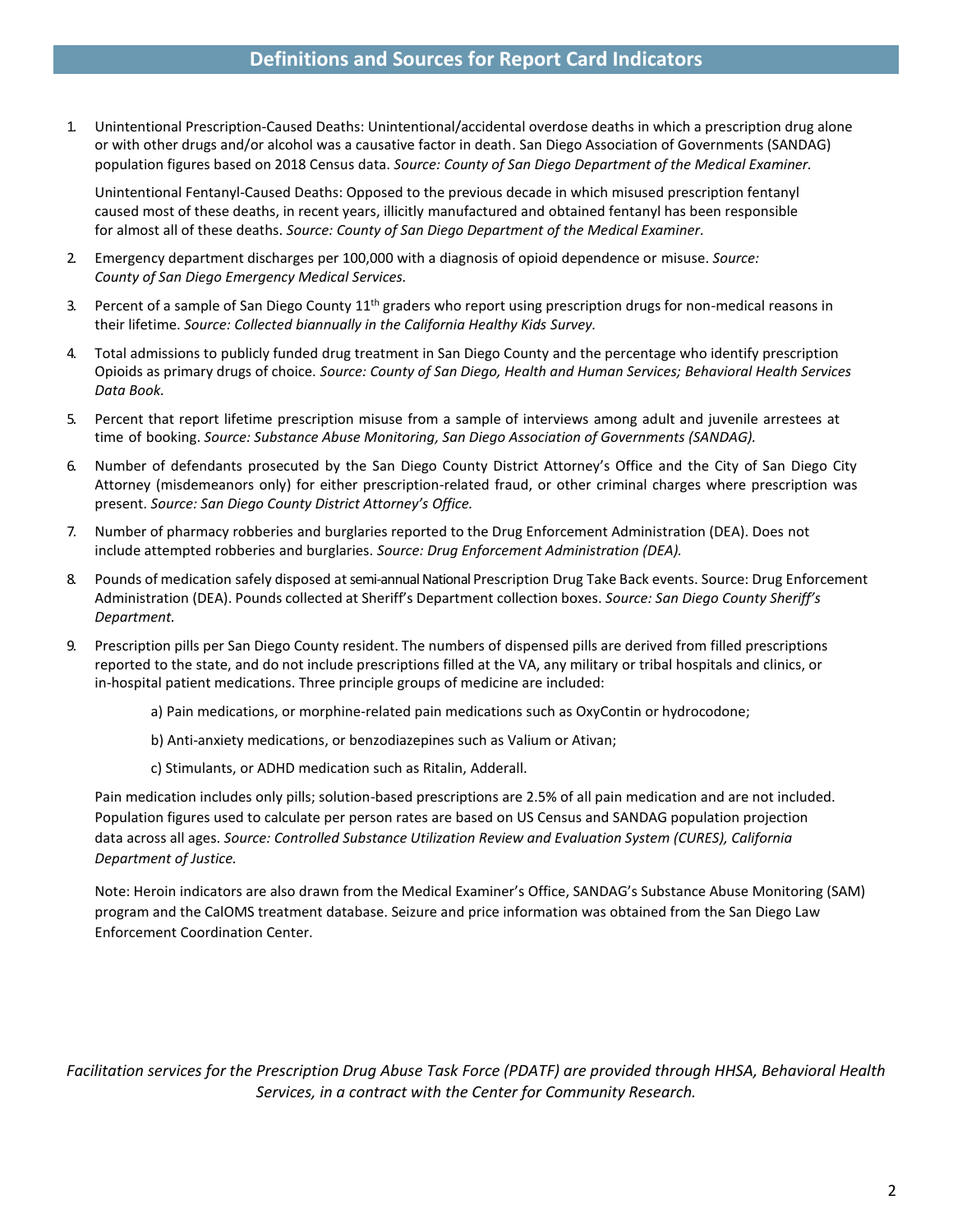## Definitions and Sources for Report Card Indicators

1. Unintentional Prescription-Caused Deaths: Unintentional/accidental overdose deaths in which a prescription drug alone or with other drugs and/or alcohol was a causative factor in death. San Diego Association of Governments (SANDAG) population figures based on 2018 Census data. *Source: County of San Diego Department of the Medical Examiner.*

   Unintentional Fentanyl-Caused Deaths: Opposed to the previous decade in which misused prescription fentanyl caused most of these deaths, in recent years, illicitly manufactured and obtained fentanyl has been responsible for almost all of these deaths. *Source: County of San Diego Department of the Medical Examiner.*

2. Emergency department discharges per 100,000 with a diagnosis of opioid dependence or misuse. *Source: County of San Diego Emergency Medical Services.*

3. Percent of a sample of San Diego County 11th graders who report using prescription drugs for non-medical reasons in their lifetime. *Source: Collected biannually in the California Healthy Kids Survey.*

4. Total admissions to publicly funded drug treatment in San Diego County and the percentage who identify prescription Opioids as primary drugs of choice. *Source: County of San Diego, Health and Human Services; Behavioral Health Services Data Book.*

5. Percent that report lifetime prescription misuse from a sample of interviews among adult and juvenile arrestees at time of booking. *Source: Substance Abuse Monitoring, San Diego Association of Governments (SANDAG).*

6. Number of defendants prosecuted by the San Diego County District Attorney's Office and the City of San Diego City Attorney (misdemeanors only) for either prescription-related fraud, or other criminal charges where prescription was present. *Source: San Diego County District Attorney's Office.*

7. Number of pharmacy robberies and burglaries reported to the Drug Enforcement Administration (DEA). Does not include attempted robberies and burglaries. *Source: Drug Enforcement Administration (DEA).*

8. Pounds of medication safely disposed at semi-annual National Prescription Drug Take Back events. Source: Drug Enforcement Administration (DEA). Pounds collected at Sheriff's Department collection boxes. *Source: San Diego County Sheriff's Department.*

9. Prescription pills per San Diego County resident. The numbers of dispensed pills are derived from filled prescriptions reported to the state, and do not include prescriptions filled at the VA, any military or tribal hospitals and clinics, or in-hospital patient medications. Three principle groups of medicine are included:

   a) Pain medications, or morphine-related pain medications such as OxyContin or hydrocodone;

   b) Anti-anxiety medications, or benzodiazepines such as Valium or Ativan;

   c) Stimulants, or ADHD medication such as Ritalin, Adderall.

   Pain medication includes only pills; solution-based prescriptions are 2.5% of all pain medication and are not included. Population figures used to calculate per person rates are based on US Census and SANDAG population projection data across all ages. *Source: Controlled Substance Utilization Review and Evaluation System (CURES), California Department of Justice.*

   Note: Heroin indicators are also drawn from the Medical Examiner's Office, SANDAG's Substance Abuse Monitoring (SAM) program and the CalOMS treatment database. Seizure and price information was obtained from the San Diego Law Enforcement Coordination Center.

*Facilitation services for the Prescription Drug Abuse Task Force (PDATF) are provided through HHSA, Behavioral Health Services, in a contract with the Center for Community Research.*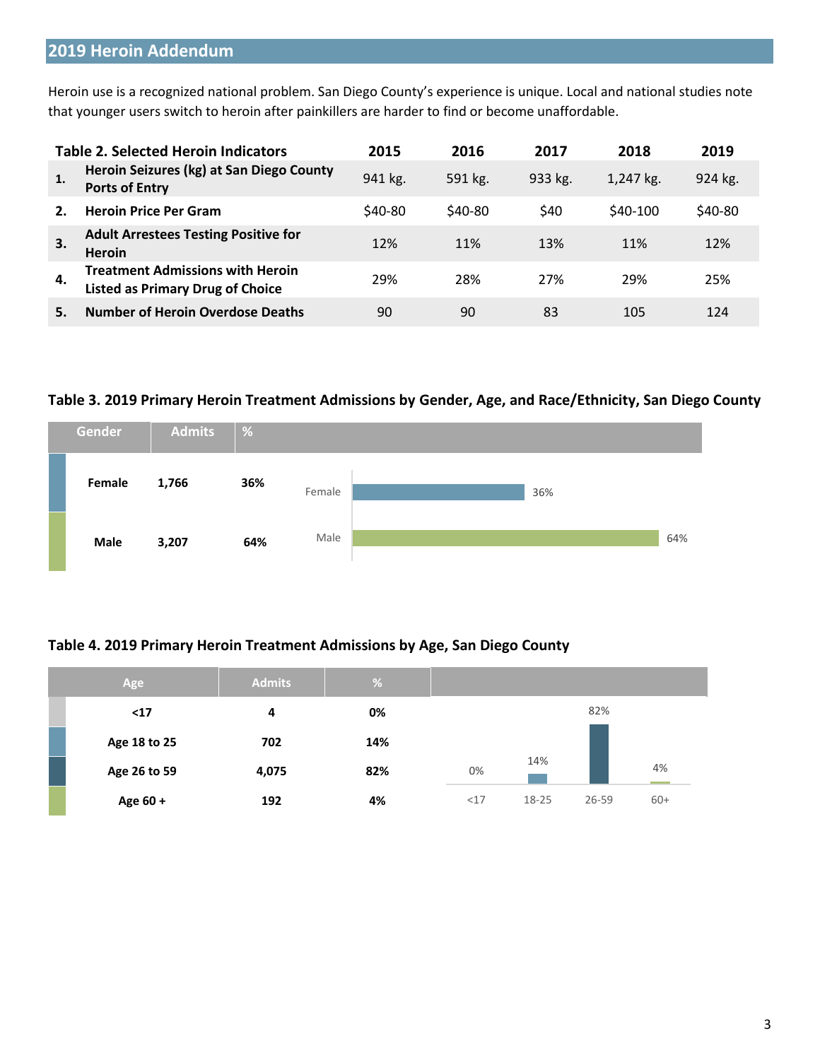## 2019 Heroin Addendum

Heroin use is a recognized national problem. San Diego County's experience is unique. Local and national studies note that younger users switch to heroin after painkillers are harder to find or become unaffordable.

| | Table 2. Selected Heroin Indicators | 2015 | 2016 | 2017 | 2018 | 2019 |
|---|---|---|---|---|---|---|
| 1. | Heroin Seizures (kg) at San Diego County Ports of Entry | 941 kg. | 591 kg. | 933 kg. | 1,247 kg. | 924 kg. |
| 2. | Heroin Price Per Gram | $40-80 | $40-80 | $40 | $40-100 | $40-80 |
| 3. | Adult Arrestees Testing Positive for Heroin | 12% | 11% | 13% | 11% | 12% |
| 4. | Treatment Admissions with Heroin Listed as Primary Drug of Choice | 29% | 28% | 27% | 29% | 25% |
| 5. | Number of Heroin Overdose Deaths | 90 | 90 | 83 | 105 | 124 |

### Table 3. 2019 Primary Heroin Treatment Admissions by Gender, Age, and Race/Ethnicity, San Diego County

| Gender | Admits | % |
|---|---|---|
| Female | 1,766 | 36% |
| Male | 3,207 | 64% |

### Table 4. 2019 Primary Heroin Treatment Admissions by Age, San Diego County

| Age | Admits | % |
|---|---|---|
| <17 | 4 | 0% |
| Age 18 to 25 | 702 | 14% |
| Age 26 to 59 | 4,075 | 82% |
| Age 60 + | 192 | 4% |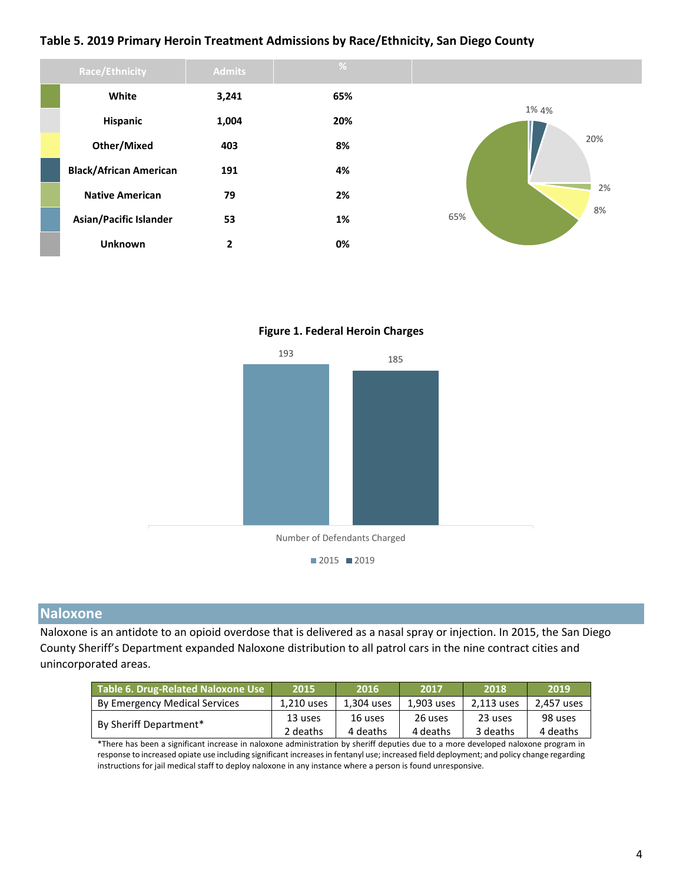**Table 5. 2019 Primary Heroin Treatment Admissions by Race/Ethnicity, San Diego County**

| Race/Ethnicity | Admits | % |
|---|---|---|
| White | 3,241 | 65% |
| Hispanic | 1,004 | 20% |
| Other/Mixed | 403 | 8% |
| Black/African American | 191 | 4% |
| Native American | 79 | 2% |
| Asian/Pacific Islander | 53 | 1% |
| Unknown | 2 | 0% |

**Figure 1. Federal Heroin Charges**

| Number of Defendants Charged | 2015 | 2019 |
|---|---|---|
| | 193 | 185 |

## Naloxone

Naloxone is an antidote to an opioid overdose that is delivered as a nasal spray or injection. In 2015, the San Diego County Sheriff's Department expanded Naloxone distribution to all patrol cars in the nine contract cities and unincorporated areas.

| Table 6. Drug-Related Naloxone Use | 2015 | 2016 | 2017 | 2018 | 2019 |
|---|---|---|---|---|---|
| By Emergency Medical Services | 1,210 uses | 1,304 uses | 1,903 uses | 2,113 uses | 2,457 uses |
| By Sheriff Department* | 13 uses<br>2 deaths | 16 uses<br>4 deaths | 26 uses<br>4 deaths | 23 uses<br>3 deaths | 98 uses<br>4 deaths |

*There has been a significant increase in naloxone administration by sheriff deputies due to a more developed naloxone program in response to increased opiate use including significant increases in fentanyl use; increased field deployment; and policy change regarding instructions for jail medical staff to deploy naloxone in any instance where a person is found unresponsive.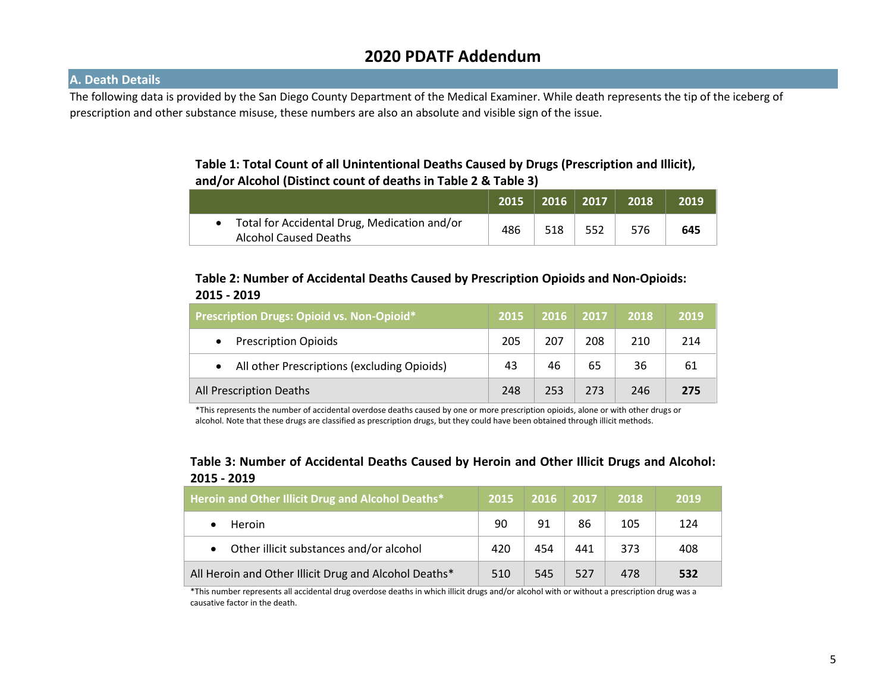# 2020 PDATF Addendum

## A. Death Details

The following data is provided by the San Diego County Department of the Medical Examiner. While death represents the tip of the iceberg of prescription and other substance misuse, these numbers are also an absolute and visible sign of the issue.

**Table 1: Total Count of all Unintentional Deaths Caused by Drugs (Prescription and Illicit), and/or Alcohol (Distinct count of deaths in Table 2 & Table 3)**

| | 2015 | 2016 | 2017 | 2018 | 2019 |
|---|---|---|---|---|---|
| • Total for Accidental Drug, Medication and/or Alcohol Caused Deaths | 486 | 518 | 552 | 576 | **645** |

**Table 2: Number of Accidental Deaths Caused by Prescription Opioids and Non-Opioids: 2015 - 2019**

| Prescription Drugs: Opioid vs. Non-Opioid* | 2015 | 2016 | 2017 | 2018 | 2019 |
|---|---|---|---|---|---|
| • Prescription Opioids | 205 | 207 | 208 | 210 | 214 |
| • All other Prescriptions (excluding Opioids) | 43 | 46 | 65 | 36 | 61 |
| All Prescription Deaths | 248 | 253 | 273 | 246 | **275** |

*This represents the number of accidental overdose deaths caused by one or more prescription opioids, alone or with other drugs or alcohol. Note that these drugs are classified as prescription drugs, but they could have been obtained through illicit methods.

**Table 3: Number of Accidental Deaths Caused by Heroin and Other Illicit Drugs and Alcohol: 2015 - 2019**

| Heroin and Other Illicit Drug and Alcohol Deaths* | 2015 | 2016 | 2017 | 2018 | 2019 |
|---|---|---|---|---|---|
| • Heroin | 90 | 91 | 86 | 105 | 124 |
| • Other illicit substances and/or alcohol | 420 | 454 | 441 | 373 | 408 |
| All Heroin and Other Illicit Drug and Alcohol Deaths* | 510 | 545 | 527 | 478 | **532** |

*This number represents all accidental drug overdose deaths in which illicit drugs and/or alcohol with or without a prescription drug was a causative factor in the death.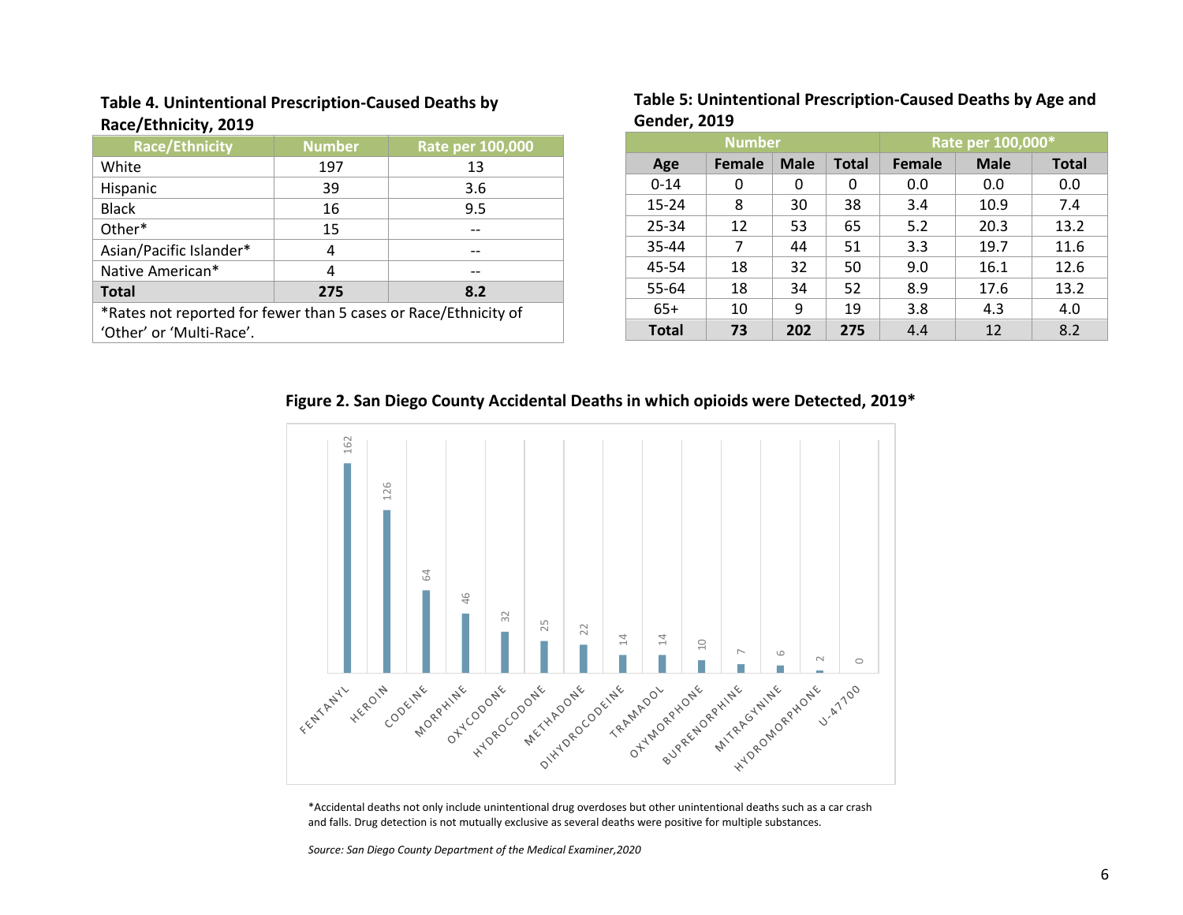**Table 4. Unintentional Prescription-Caused Deaths by Race/Ethnicity, 2019**

| Race/Ethnicity | Number | Rate per 100,000 |
|---|---|---|
| White | 197 | 13 |
| Hispanic | 39 | 3.6 |
| Black | 16 | 9.5 |
| Other* | 15 | -- |
| Asian/Pacific Islander* | 4 | -- |
| Native American* | 4 | -- |
| **Total** | **275** | **8.2** |

*Rates not reported for fewer than 5 cases or Race/Ethnicity of 'Other' or 'Multi-Race'.

**Table 5: Unintentional Prescription-Caused Deaths by Age and Gender, 2019**

| | Number | | | Rate per 100,000* | | |
|---|---|---|---|---|---|---|
| **Age** | **Female** | **Male** | **Total** | **Female** | **Male** | **Total** |
| 0-14 | 0 | 0 | 0 | 0.0 | 0.0 | 0.0 |
| 15-24 | 8 | 30 | 38 | 3.4 | 10.9 | 7.4 |
| 25-34 | 12 | 53 | 65 | 5.2 | 20.3 | 13.2 |
| 35-44 | 7 | 44 | 51 | 3.3 | 19.7 | 11.6 |
| 45-54 | 18 | 32 | 50 | 9.0 | 16.1 | 12.6 |
| 55-64 | 18 | 34 | 52 | 8.9 | 17.6 | 13.2 |
| 65+ | 10 | 9 | 19 | 3.8 | 4.3 | 4.0 |
| **Total** | **73** | **202** | **275** | 4.4 | 12 | 8.2 |

**Figure 2. San Diego County Accidental Deaths in which opioids were Detected, 2019***

| Opioid | Deaths |
|---|---|
| FENTANYL | 162 |
| HEROIN | 126 |
| CODEINE | 64 |
| MORPHINE | 46 |
| OXYCODONE | 32 |
| HYDROCODONE | 25 |
| METHADONE | 22 |
| DIHYDROCODEINE | 14 |
| TRAMADOL | 14 |
| OXYMORPHONE | 10 |
| BUPRENORPHINE | 7 |
| MITRAGYNINE | 6 |
| HYDROMORPHONE | 2 |
| U-47700 | 0 |

*Accidental deaths not only include unintentional drug overdoses but other unintentional deaths such as a car crash and falls. Drug detection is not mutually exclusive as several deaths were positive for multiple substances.

*Source: San Diego County Department of the Medical Examiner,2020*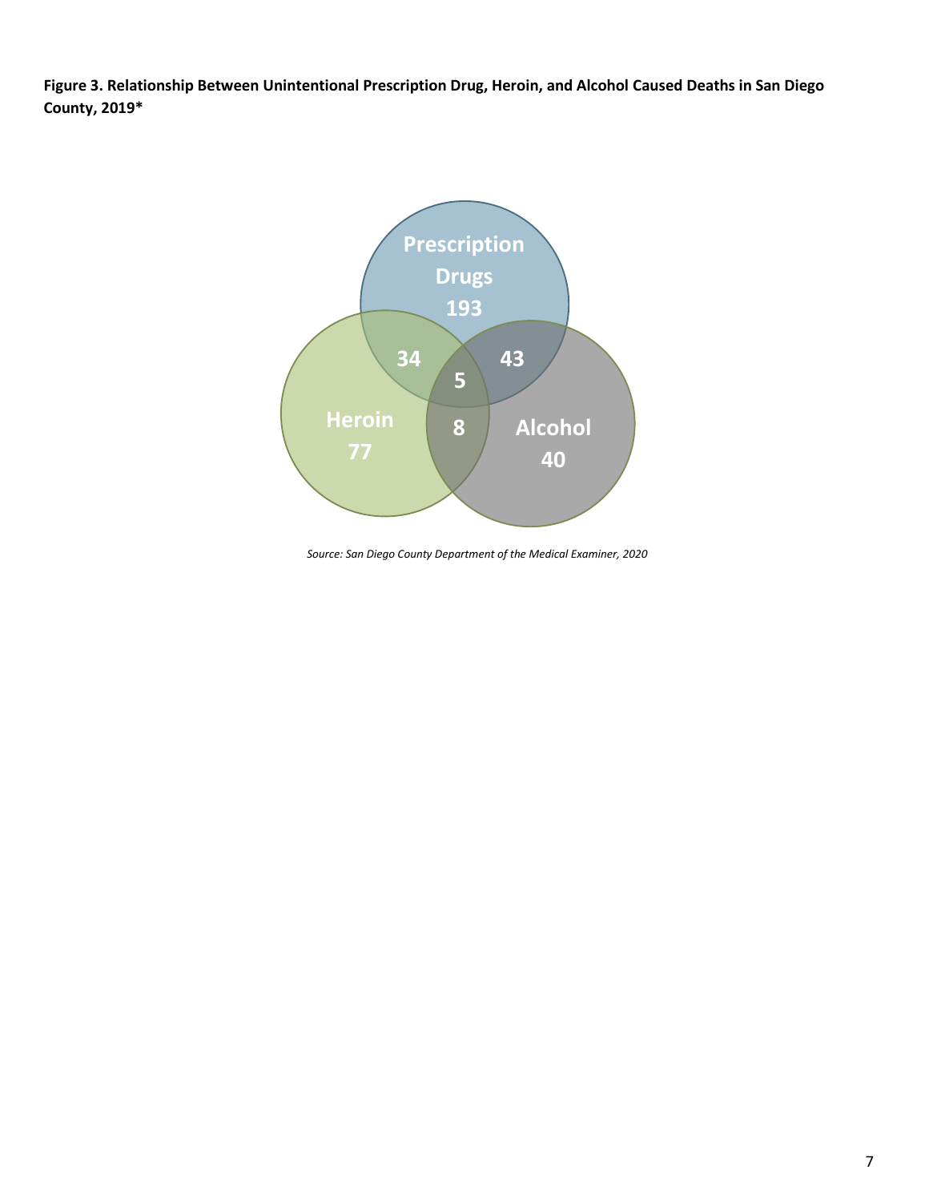**Figure 3. Relationship Between Unintentional Prescription Drug, Heroin, and Alcohol Caused Deaths in San Diego County, 2019***

Prescription Drugs 193

Heroin 77

Alcohol 40

34

43

5

8

*Source: San Diego County Department of the Medical Examiner, 2020*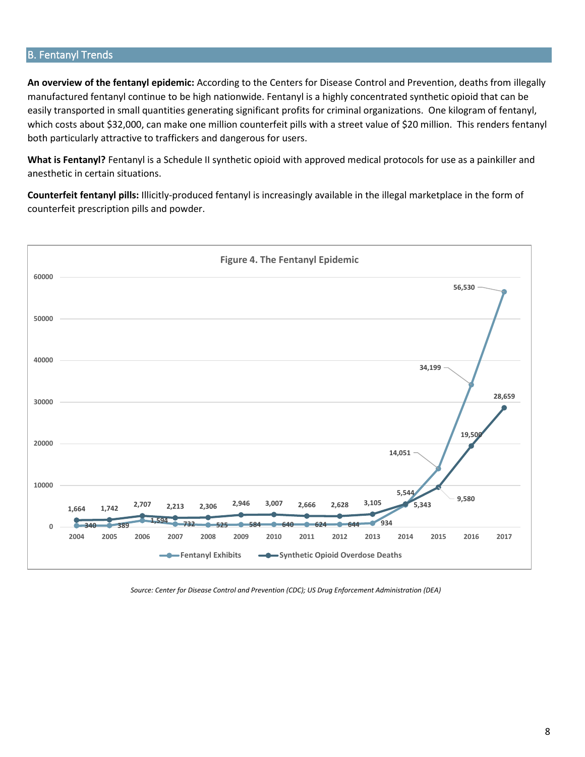## B. Fentanyl Trends

**An overview of the fentanyl epidemic:** According to the Centers for Disease Control and Prevention, deaths from illegally manufactured fentanyl continue to be high nationwide. Fentanyl is a highly concentrated synthetic opioid that can be easily transported in small quantities generating significant profits for criminal organizations. One kilogram of fentanyl, which costs about $32,000, can make one million counterfeit pills with a street value of $20 million. This renders fentanyl both particularly attractive to traffickers and dangerous for users.

**What is Fentanyl?** Fentanyl is a Schedule II synthetic opioid with approved medical protocols for use as a painkiller and anesthetic in certain situations.

**Counterfeit fentanyl pills:** Illicitly-produced fentanyl is increasingly available in the illegal marketplace in the form of counterfeit prescription pills and powder.

**Figure 4. The Fentanyl Epidemic**

| Year | Fentanyl Exhibits | Synthetic Opioid Overdose Deaths |
|---|---|---|
| 2004 | 340 | 1,664 |
| 2005 | 389 | 1,742 |
| 2006 | 1,594 | 2,707 |
| 2007 | 732 | 2,213 |
| 2008 | 525 | 2,306 |
| 2009 | 584 | 2,946 |
| 2010 | 640 | 3,007 |
| 2011 | 624 | 2,666 |
| 2012 | 644 | 2,628 |
| 2013 | 934 | 3,105 |
| 2014 | 5,343 | 5,544 |
| 2015 | 14,051 | 9,580 |
| 2016 | 34,199 | 19,500 |
| 2017 | 56,530 | 28,659 |

*Source: Center for Disease Control and Prevention (CDC); US Drug Enforcement Administration (DEA)*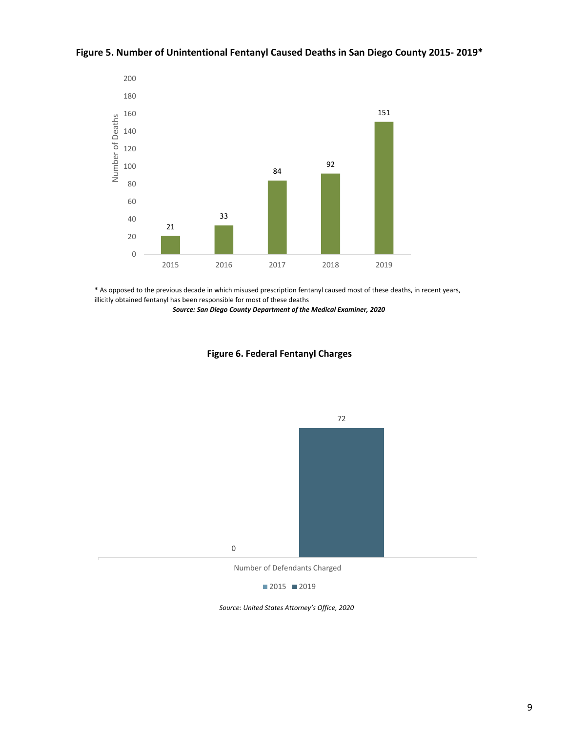**Figure 5. Number of Unintentional Fentanyl Caused Deaths in San Diego County 2015- 2019***

| Year | Number of Deaths |
|---|---|
| 2015 | 21 |
| 2016 | 33 |
| 2017 | 84 |
| 2018 | 92 |
| 2019 | 151 |

\* As opposed to the previous decade in which misused prescription fentanyl caused most of these deaths, in recent years, illicitly obtained fentanyl has been responsible for most of these deaths

***Source: San Diego County Department of the Medical Examiner, 2020***

**Figure 6. Federal Fentanyl Charges**

| | 2015 | 2019 |
|---|---|---|
| Number of Defendants Charged | 0 | 72 |

*Source: United States Attorney's Office, 2020*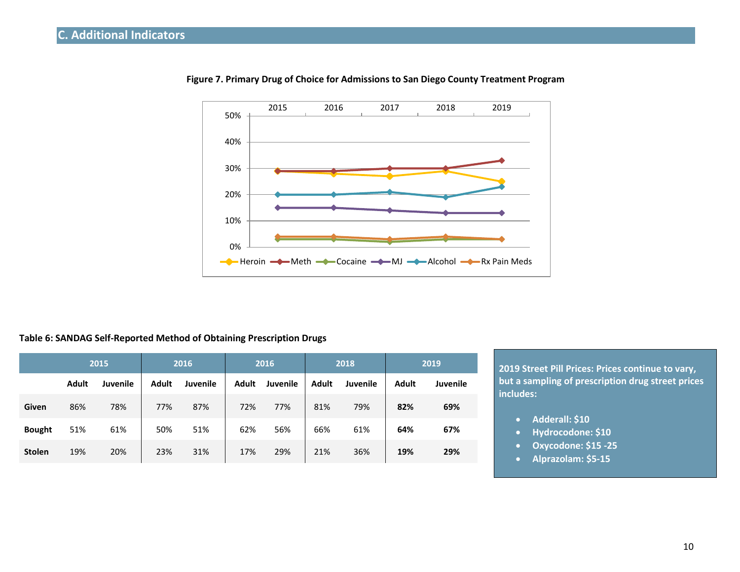## C. Additional Indicators

**Figure 7. Primary Drug of Choice for Admissions to San Diego County Treatment Program**

2015 2016 2017 2018 2019

50%
40%
30%
20%
10%
0%

Heroin Meth Cocaine MJ Alcohol Rx Pain Meds

**Table 6: SANDAG Self-Reported Method of Obtaining Prescription Drugs**

| | 2015 | | 2016 | | 2016 | | 2018 | | 2019 | |
|---|---|---|---|---|---|---|---|---|---|---|
| | Adult | Juvenile | Adult | Juvenile | Adult | Juvenile | Adult | Juvenile | Adult | Juvenile |
| **Given** | 86% | 78% | 77% | 87% | 72% | 77% | 81% | 79% | **82%** | **69%** |
| **Bought** | 51% | 61% | 50% | 51% | 62% | 56% | 66% | 61% | **64%** | **67%** |
| **Stolen** | 19% | 20% | 23% | 31% | 17% | 29% | 21% | 36% | **19%** | **29%** |

**2019 Street Pill Prices: Prices continue to vary, but a sampling of prescription drug street prices includes:**

- **Adderall: $10**
- **Hydrocodone: $10**
- **Oxycodone: $15 -25**
- **Alprazolam: $5-15**